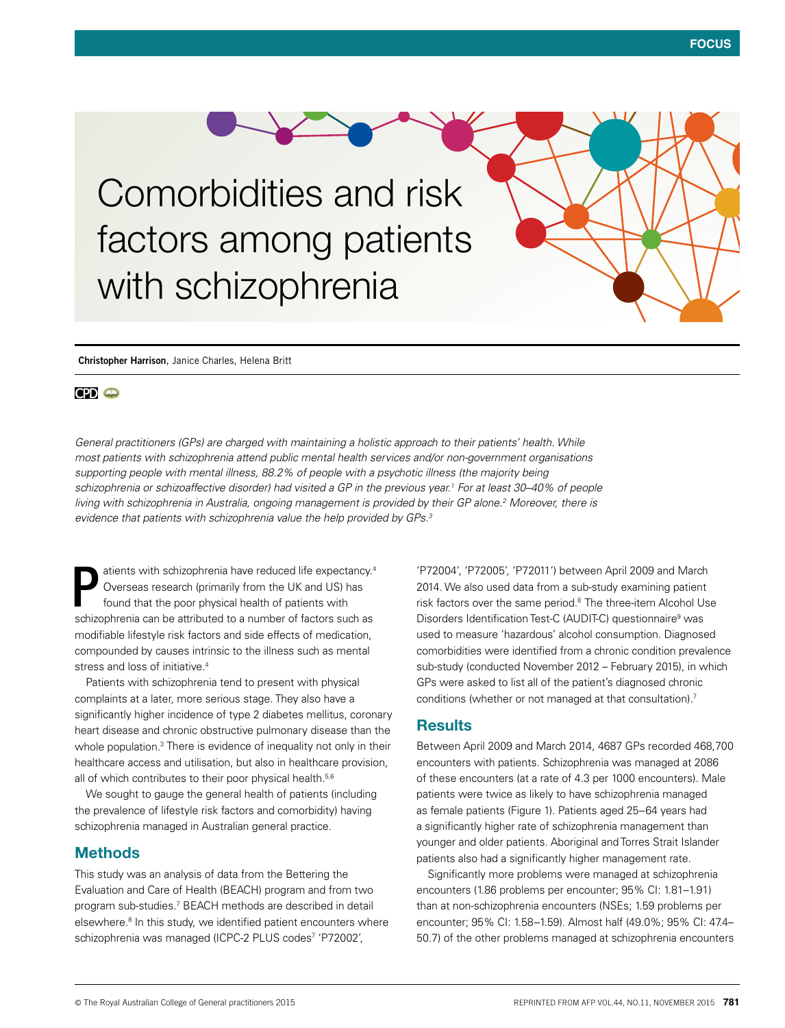# Comorbidities and risk factors among patients with schizophrenia

**Christopher Harrison**, Janice Charles, Helena Britt

*General practitioners (GPs) are charged with maintaining a holistic approach to their patients' health. While most patients with schizophrenia attend public mental health services and/or non-government organisations supporting people with mental illness, 88.2% of people with a psychotic illness (the majority being schizophrenia or schizoaffective disorder) had visited a GP in the previous year.[1] For at least 30–40% of people living with schizophrenia in Australia, ongoing management is provided by their GP alone.[2] Moreover, there is evidence that patients with schizophrenia value the help provided by GPs.[3]*

Patients with schizophrenia have reduced life expectancy.[4] Overseas research (primarily from the UK and US) has found that the poor physical health of patients with schizophrenia can be attributed to a number of factors such as modifiable lifestyle risk factors and side effects of medication, compounded by causes intrinsic to the illness such as mental stress and loss of initiative.[4]

Patients with schizophrenia tend to present with physical complaints at a later, more serious stage. They also have a significantly higher incidence of type 2 diabetes mellitus, coronary heart disease and chronic obstructive pulmonary disease than the whole population.[3] There is evidence of inequality not only in their healthcare access and utilisation, but also in healthcare provision, all of which contributes to their poor physical health.[5,6]

We sought to gauge the general health of patients (including the prevalence of lifestyle risk factors and comorbidity) having schizophrenia managed in Australian general practice.

## Methods

This study was an analysis of data from the Bettering the Evaluation and Care of Health (BEACH) program and from two program sub-studies.[7] BEACH methods are described in detail elsewhere.[8] In this study, we identified patient encounters where schizophrenia was managed (ICPC-2 PLUS codes[7] 'P72002', 'P72004', 'P72005', 'P72011') between April 2009 and March 2014. We also used data from a sub-study examining patient risk factors over the same period.[8] The three-item Alcohol Use Disorders Identification Test-C (AUDIT-C) questionnaire[9] was used to measure 'hazardous' alcohol consumption. Diagnosed comorbidities were identified from a chronic condition prevalence sub-study (conducted November 2012 – February 2015), in which GPs were asked to list all of the patient's diagnosed chronic conditions (whether or not managed at that consultation).[7]

## Results

Between April 2009 and March 2014, 4687 GPs recorded 468,700 encounters with patients. Schizophrenia was managed at 2086 of these encounters (at a rate of 4.3 per 1000 encounters). Male patients were twice as likely to have schizophrenia managed as female patients (Figure 1). Patients aged 25–64 years had a significantly higher rate of schizophrenia management than younger and older patients. Aboriginal and Torres Strait Islander patients also had a significantly higher management rate.

Significantly more problems were managed at schizophrenia encounters (1.86 problems per encounter; 95% CI: 1.81–1.91) than at non-schizophrenia encounters (NSEs; 1.59 problems per encounter; 95% CI: 1.58–1.59). Almost half (49.0%; 95% CI: 47.4–50.7) of the other problems managed at schizophrenia encounters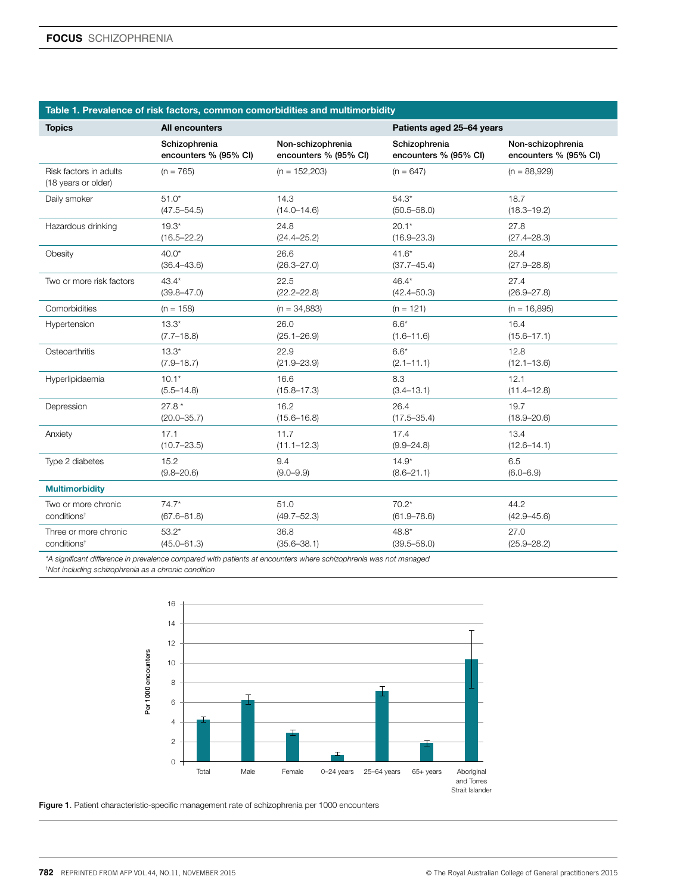**Table 1. Prevalence of risk factors, common comorbidities and multimorbidity**

| Topics | All encounters | | Patients aged 25–64 years | |
|---|---|---|---|---|
| | Schizophrenia encounters % (95% CI) | Non-schizophrenia encounters % (95% CI) | Schizophrenia encounters % (95% CI) | Non-schizophrenia encounters % (95% CI) |
| Risk factors in adults (18 years or older) | (n = 765) | (n = 152,203) | (n = 647) | (n = 88,929) |
| Daily smoker | 51.0* (47.5–54.5) | 14.3 (14.0–14.6) | 54.3* (50.5–58.0) | 18.7 (18.3–19.2) |
| Hazardous drinking | 19.3* (16.5–22.2) | 24.8 (24.4–25.2) | 20.1* (16.9–23.3) | 27.8 (27.4–28.3) |
| Obesity | 40.0* (36.4–43.6) | 26.6 (26.3–27.0) | 41.6* (37.7–45.4) | 28.4 (27.9–28.8) |
| Two or more risk factors | 43.4* (39.8–47.0) | 22.5 (22.2–22.8) | 46.4* (42.4–50.3) | 27.4 (26.9–27.8) |
| Comorbidities | (n = 158) | (n = 34,883) | (n = 121) | (n = 16,895) |
| Hypertension | 13.3* (7.7–18.8) | 26.0 (25.1–26.9) | 6.6* (1.6–11.6) | 16.4 (15.6–17.1) |
| Osteoarthritis | 13.3* (7.9–18.7) | 22.9 (21.9–23.9) | 6.6* (2.1–11.1) | 12.8 (12.1–13.6) |
| Hyperlipidaemia | 10.1* (5.5–14.8) | 16.6 (15.8–17.3) | 8.3 (3.4–13.1) | 12.1 (11.4–12.8) |
| Depression | 27.8 * (20.0–35.7) | 16.2 (15.6–16.8) | 26.4 (17.5–35.4) | 19.7 (18.9–20.6) |
| Anxiety | 17.1 (10.7–23.5) | 11.7 (11.1–12.3) | 17.4 (9.9–24.8) | 13.4 (12.6–14.1) |
| Type 2 diabetes | 15.2 (9.8–20.6) | 9.4 (9.0–9.9) | 14.9* (8.6–21.1) | 6.5 (6.0–6.9) |
| **Multimorbidity** | | | | |
| Two or more chronic conditions† | 74.7* (67.6–81.8) | 51.0 (49.7–52.3) | 70.2* (61.9–78.6) | 44.2 (42.9–45.6) |
| Three or more chronic conditions† | 53.2* (45.0–61.3) | 36.8 (35.6–38.1) | 48.8* (39.5–58.0) | 27.0 (25.9–28.2) |

*\*A significant difference in prevalence compared with patients at encounters where schizophrenia was not managed*
*†Not including schizophrenia as a chronic condition*

Figure 1. Patient characteristic-specific management rate of schizophrenia per 1000 encounters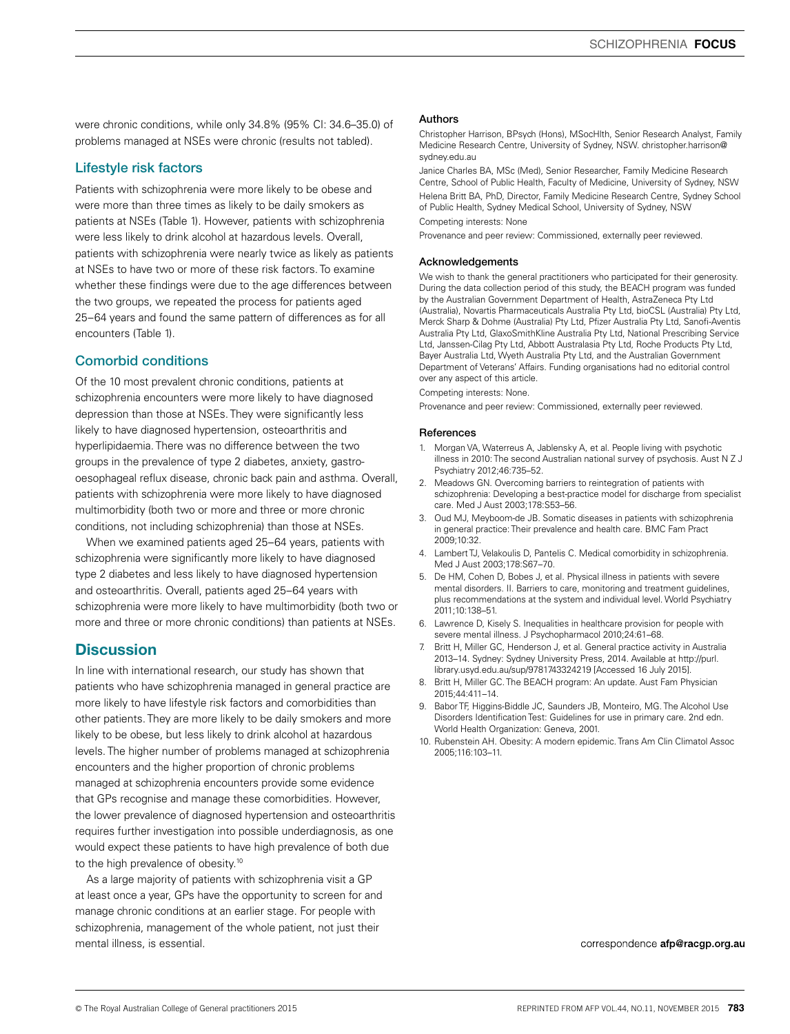were chronic conditions, while only 34.8% (95% CI: 34.6–35.0) of problems managed at NSEs were chronic (results not tabled).

### Lifestyle risk factors

Patients with schizophrenia were more likely to be obese and were more than three times as likely to be daily smokers as patients at NSEs (Table 1). However, patients with schizophrenia were less likely to drink alcohol at hazardous levels. Overall, patients with schizophrenia were nearly twice as likely as patients at NSEs to have two or more of these risk factors. To examine whether these findings were due to the age differences between the two groups, we repeated the process for patients aged 25–64 years and found the same pattern of differences as for all encounters (Table 1).

### Comorbid conditions

Of the 10 most prevalent chronic conditions, patients at schizophrenia encounters were more likely to have diagnosed depression than those at NSEs. They were significantly less likely to have diagnosed hypertension, osteoarthritis and hyperlipidaemia. There was no difference between the two groups in the prevalence of type 2 diabetes, anxiety, gastro-oesophageal reflux disease, chronic back pain and asthma. Overall, patients with schizophrenia were more likely to have diagnosed multimorbidity (both two or more and three or more chronic conditions, not including schizophrenia) than those at NSEs.

When we examined patients aged 25–64 years, patients with schizophrenia were significantly more likely to have diagnosed type 2 diabetes and less likely to have diagnosed hypertension and osteoarthritis. Overall, patients aged 25–64 years with schizophrenia were more likely to have multimorbidity (both two or more and three or more chronic conditions) than patients at NSEs.

## Discussion

In line with international research, our study has shown that patients who have schizophrenia managed in general practice are more likely to have lifestyle risk factors and comorbidities than other patients. They are more likely to be daily smokers and more likely to be obese, but less likely to drink alcohol at hazardous levels. The higher number of problems managed at schizophrenia encounters and the higher proportion of chronic problems managed at schizophrenia encounters provide some evidence that GPs recognise and manage these comorbidities. However, the lower prevalence of diagnosed hypertension and osteoarthritis requires further investigation into possible underdiagnosis, as one would expect these patients to have high prevalence of both due to the high prevalence of obesity.[10]

As a large majority of patients with schizophrenia visit a GP at least once a year, GPs have the opportunity to screen for and manage chronic conditions at an earlier stage. For people with schizophrenia, management of the whole patient, not just their mental illness, is essential.

#### Authors

Christopher Harrison, BPsych (Hons), MSocHlth, Senior Research Analyst, Family Medicine Research Centre, University of Sydney, NSW. christopher.harrison@sydney.edu.au

Janice Charles BA, MSc (Med), Senior Researcher, Family Medicine Research Centre, School of Public Health, Faculty of Medicine, University of Sydney, NSW

Helena Britt BA, PhD, Director, Family Medicine Research Centre, Sydney School of Public Health, Sydney Medical School, University of Sydney, NSW

Competing interests: None

Provenance and peer review: Commissioned, externally peer reviewed.

#### Acknowledgements

We wish to thank the general practitioners who participated for their generosity. During the data collection period of this study, the BEACH program was funded by the Australian Government Department of Health, AstraZeneca Pty Ltd (Australia), Novartis Pharmaceuticals Australia Pty Ltd, bioCSL (Australia) Pty Ltd, Merck Sharp & Dohme (Australia) Pty Ltd, Pfizer Australia Pty Ltd, Sanofi-Aventis Australia Pty Ltd, GlaxoSmithKline Australia Pty Ltd, National Prescribing Service Ltd, Janssen-Cilag Pty Ltd, Abbott Australasia Pty Ltd, Roche Products Pty Ltd, Bayer Australia Ltd, Wyeth Australia Pty Ltd, and the Australian Government Department of Veterans' Affairs. Funding organisations had no editorial control over any aspect of this article.

Competing interests: None.

Provenance and peer review: Commissioned, externally peer reviewed.

#### References

1. Morgan VA, Waterreus A, Jablensky A, et al. People living with psychotic illness in 2010: The second Australian national survey of psychosis. Aust N Z J Psychiatry 2012;46:735–52.
2. Meadows GN. Overcoming barriers to reintegration of patients with schizophrenia: Developing a best-practice model for discharge from specialist care. Med J Aust 2003;178:S53–56.
3. Oud MJ, Meyboom-de JB. Somatic diseases in patients with schizophrenia in general practice: Their prevalence and health care. BMC Fam Pract 2009;10:32.
4. Lambert TJ, Velakoulis D, Pantelis C. Medical comorbidity in schizophrenia. Med J Aust 2003;178:S67–70.
5. De HM, Cohen D, Bobes J, et al. Physical illness in patients with severe mental disorders. II. Barriers to care, monitoring and treatment guidelines, plus recommendations at the system and individual level. World Psychiatry 2011;10:138–51.
6. Lawrence D, Kisely S. Inequalities in healthcare provision for people with severe mental illness. J Psychopharmacol 2010;24:61–68.
7. Britt H, Miller GC, Henderson J, et al. General practice activity in Australia 2013–14. Sydney: Sydney University Press, 2014. Available at http://purl.library.usyd.edu.au/sup/9781743324219 [Accessed 16 July 2015].
8. Britt H, Miller GC. The BEACH program: An update. Aust Fam Physician 2015;44:411–14.
9. Babor TF, Higgins-Biddle JC, Saunders JB, Monteiro, MG. The Alcohol Use Disorders Identification Test: Guidelines for use in primary care. 2nd edn. World Health Organization: Geneva, 2001.
10. Rubenstein AH. Obesity: A modern epidemic. Trans Am Clin Climatol Assoc 2005;116:103–11.

correspondence afp@racgp.org.au